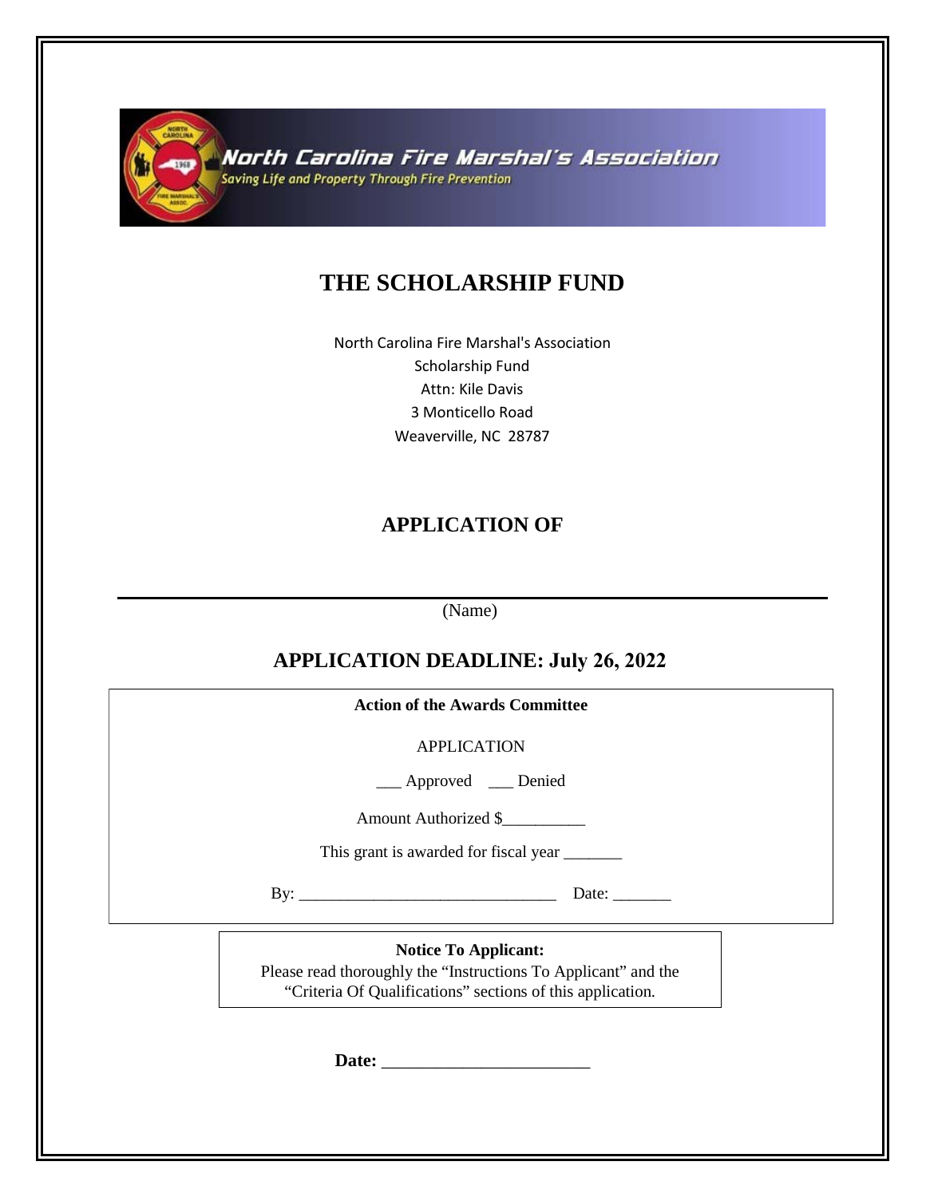North Carolina Fire Marshal's Association

*Saving Life and Property Through Fire Prevention*

# THE SCHOLARSHIP FUND

North Carolina Fire Marshal's Association
Scholarship Fund
Attn: Kile Davis
3 Monticello Road
Weaverville, NC 28787

## APPLICATION OF

_______________________________________________

(Name)

## APPLICATION DEADLINE: July 26, 2022

**Action of the Awards Committee**

APPLICATION

___ Approved ___ Denied

Amount Authorized $__________

This grant is awarded for fiscal year _______

By: ______________________________ Date: _______

**Notice To Applicant:**
Please read thoroughly the "Instructions To Applicant" and the "Criteria Of Qualifications" sections of this application.

**Date:** ________________________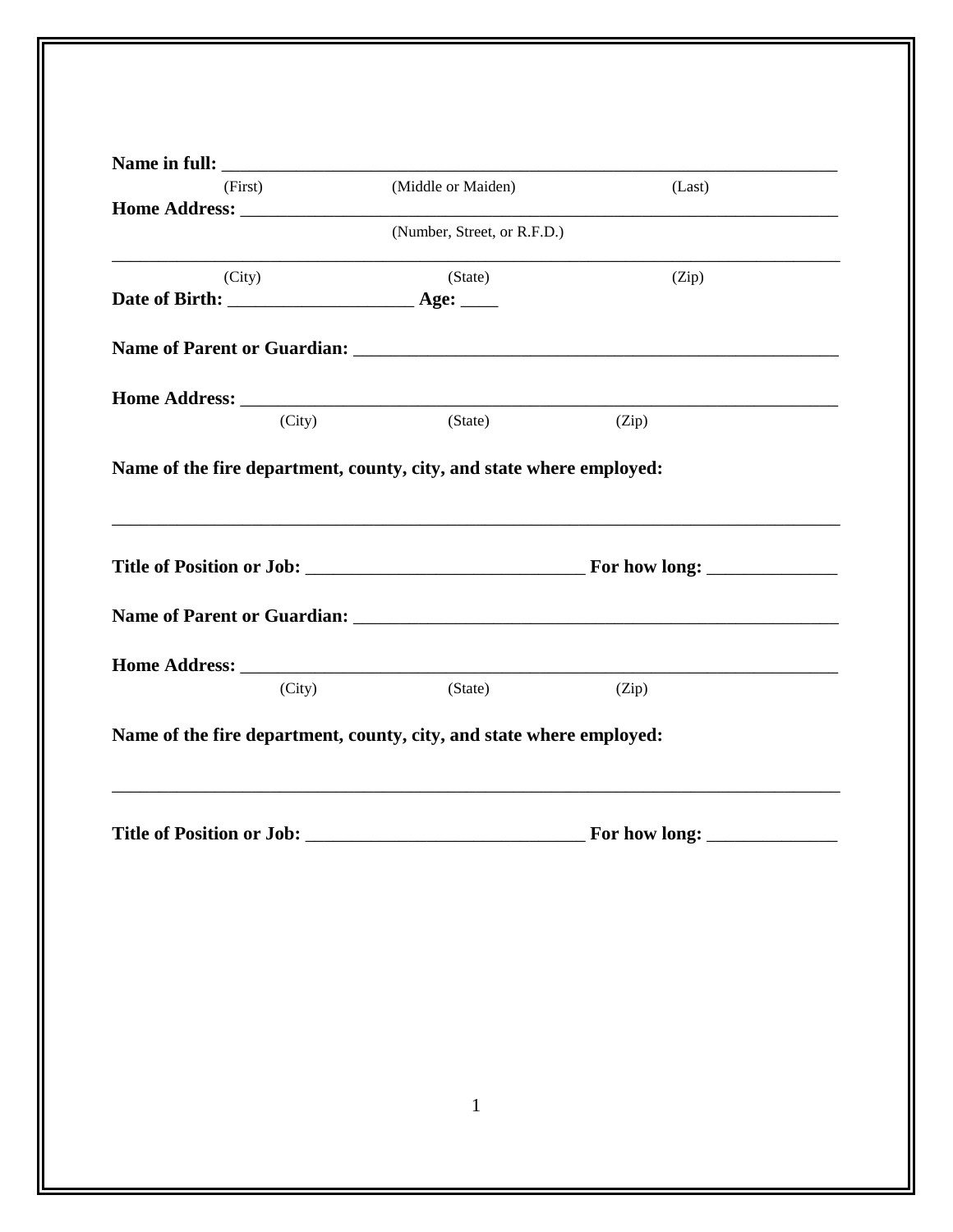**Name in full:** ___________________________________________________________________

(First) (Middle or Maiden) (Last)

**Home Address:** ________________________________________________________________

(Number, Street, or R.F.D.)

_________________________________________________________________________________

(City) (State) (Zip)

**Date of Birth:** ____________________ **Age:** ____

**Name of Parent or Guardian:** _____________________________________________________

**Home Address:** ________________________________________________________________

(City) (State) (Zip)

**Name of the fire department, county, city, and state where employed:**

_________________________________________________________________________________

**Title of Position or Job:** ______________________________ **For how long:** ______________

**Name of Parent or Guardian:** _____________________________________________________

**Home Address:** ________________________________________________________________

(City) (State) (Zip)

**Name of the fire department, county, city, and state where employed:**

_________________________________________________________________________________

**Title of Position or Job:** ______________________________ **For how long:** ______________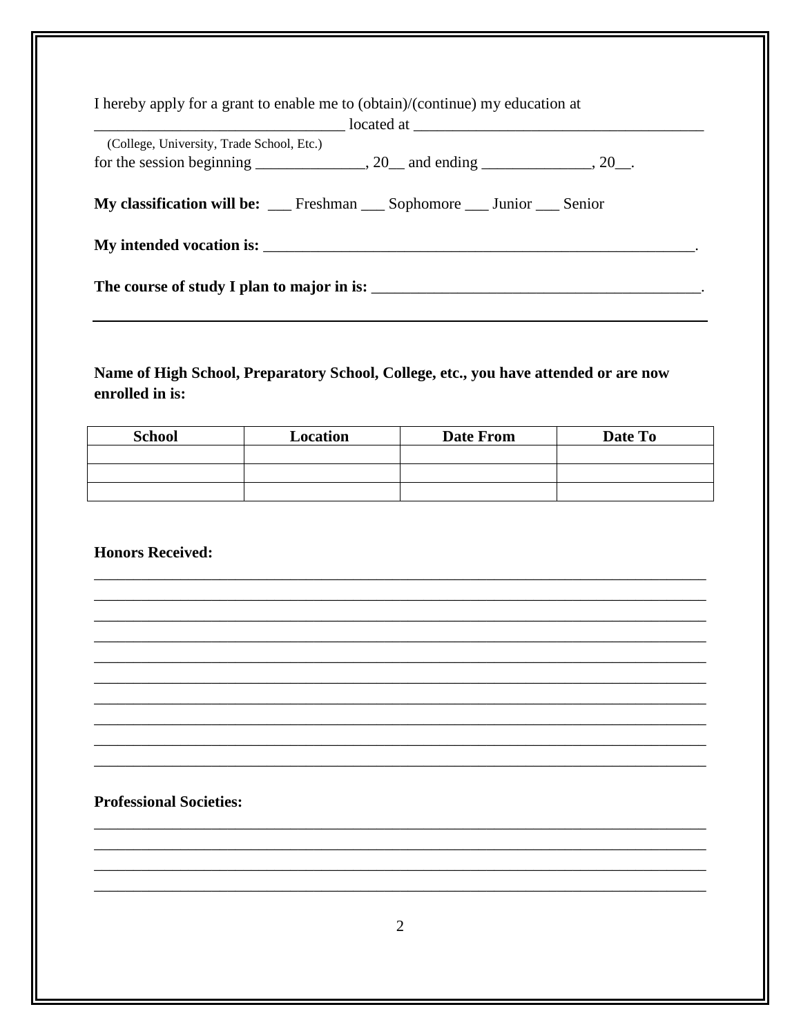I hereby apply for a grant to enable me to (obtain)/(continue) my education at
________________________________ located at ____________________________________
(College, University, Trade School, Etc.)
for the session beginning ______________, 20__ and ending ______________, 20__.

**My classification will be:** ___ Freshman ___ Sophomore ___ Junior ___ Senior

**My intended vocation is:** _________________________________________________________.

**The course of study I plan to major in is:** __________________________________________.

---

**Name of High School, Preparatory School, College, etc., you have attended or are now enrolled in is:**

| School | Location | Date From | Date To |
|---|---|---|---|
| | | | |
| | | | |
| | | | |

**Honors Received:**

______________________________________________________________________________
______________________________________________________________________________
______________________________________________________________________________
______________________________________________________________________________
______________________________________________________________________________
______________________________________________________________________________
______________________________________________________________________________
______________________________________________________________________________
______________________________________________________________________________
______________________________________________________________________________

**Professional Societies:**

______________________________________________________________________________
______________________________________________________________________________
______________________________________________________________________________
______________________________________________________________________________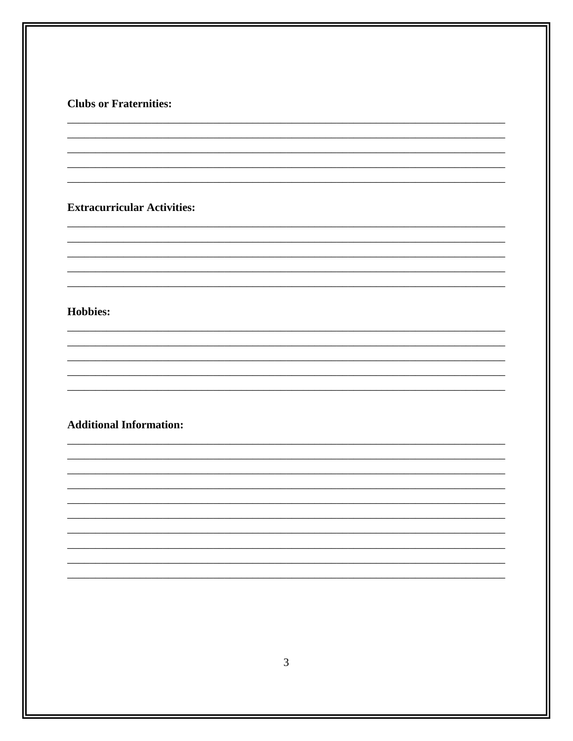**Clubs or Fraternities:**

\_\_\_\_\_\_\_\_\_\_\_\_\_\_\_\_\_\_\_\_\_\_\_\_\_\_\_\_\_\_\_\_\_\_\_\_\_\_\_\_\_\_\_\_\_\_\_\_\_\_\_\_\_\_\_\_\_\_\_\_\_\_\_\_\_\_\_\_\_\_

\_\_\_\_\_\_\_\_\_\_\_\_\_\_\_\_\_\_\_\_\_\_\_\_\_\_\_\_\_\_\_\_\_\_\_\_\_\_\_\_\_\_\_\_\_\_\_\_\_\_\_\_\_\_\_\_\_\_\_\_\_\_\_\_\_\_\_\_\_\_

\_\_\_\_\_\_\_\_\_\_\_\_\_\_\_\_\_\_\_\_\_\_\_\_\_\_\_\_\_\_\_\_\_\_\_\_\_\_\_\_\_\_\_\_\_\_\_\_\_\_\_\_\_\_\_\_\_\_\_\_\_\_\_\_\_\_\_\_\_\_

\_\_\_\_\_\_\_\_\_\_\_\_\_\_\_\_\_\_\_\_\_\_\_\_\_\_\_\_\_\_\_\_\_\_\_\_\_\_\_\_\_\_\_\_\_\_\_\_\_\_\_\_\_\_\_\_\_\_\_\_\_\_\_\_\_\_\_\_\_\_

\_\_\_\_\_\_\_\_\_\_\_\_\_\_\_\_\_\_\_\_\_\_\_\_\_\_\_\_\_\_\_\_\_\_\_\_\_\_\_\_\_\_\_\_\_\_\_\_\_\_\_\_\_\_\_\_\_\_\_\_\_\_\_\_\_\_\_\_\_\_

**Extracurricular Activities:**

\_\_\_\_\_\_\_\_\_\_\_\_\_\_\_\_\_\_\_\_\_\_\_\_\_\_\_\_\_\_\_\_\_\_\_\_\_\_\_\_\_\_\_\_\_\_\_\_\_\_\_\_\_\_\_\_\_\_\_\_\_\_\_\_\_\_\_\_\_\_

\_\_\_\_\_\_\_\_\_\_\_\_\_\_\_\_\_\_\_\_\_\_\_\_\_\_\_\_\_\_\_\_\_\_\_\_\_\_\_\_\_\_\_\_\_\_\_\_\_\_\_\_\_\_\_\_\_\_\_\_\_\_\_\_\_\_\_\_\_\_

\_\_\_\_\_\_\_\_\_\_\_\_\_\_\_\_\_\_\_\_\_\_\_\_\_\_\_\_\_\_\_\_\_\_\_\_\_\_\_\_\_\_\_\_\_\_\_\_\_\_\_\_\_\_\_\_\_\_\_\_\_\_\_\_\_\_\_\_\_\_

\_\_\_\_\_\_\_\_\_\_\_\_\_\_\_\_\_\_\_\_\_\_\_\_\_\_\_\_\_\_\_\_\_\_\_\_\_\_\_\_\_\_\_\_\_\_\_\_\_\_\_\_\_\_\_\_\_\_\_\_\_\_\_\_\_\_\_\_\_\_

\_\_\_\_\_\_\_\_\_\_\_\_\_\_\_\_\_\_\_\_\_\_\_\_\_\_\_\_\_\_\_\_\_\_\_\_\_\_\_\_\_\_\_\_\_\_\_\_\_\_\_\_\_\_\_\_\_\_\_\_\_\_\_\_\_\_\_\_\_\_

**Hobbies:**

\_\_\_\_\_\_\_\_\_\_\_\_\_\_\_\_\_\_\_\_\_\_\_\_\_\_\_\_\_\_\_\_\_\_\_\_\_\_\_\_\_\_\_\_\_\_\_\_\_\_\_\_\_\_\_\_\_\_\_\_\_\_\_\_\_\_\_\_\_\_

\_\_\_\_\_\_\_\_\_\_\_\_\_\_\_\_\_\_\_\_\_\_\_\_\_\_\_\_\_\_\_\_\_\_\_\_\_\_\_\_\_\_\_\_\_\_\_\_\_\_\_\_\_\_\_\_\_\_\_\_\_\_\_\_\_\_\_\_\_\_

\_\_\_\_\_\_\_\_\_\_\_\_\_\_\_\_\_\_\_\_\_\_\_\_\_\_\_\_\_\_\_\_\_\_\_\_\_\_\_\_\_\_\_\_\_\_\_\_\_\_\_\_\_\_\_\_\_\_\_\_\_\_\_\_\_\_\_\_\_\_

\_\_\_\_\_\_\_\_\_\_\_\_\_\_\_\_\_\_\_\_\_\_\_\_\_\_\_\_\_\_\_\_\_\_\_\_\_\_\_\_\_\_\_\_\_\_\_\_\_\_\_\_\_\_\_\_\_\_\_\_\_\_\_\_\_\_\_\_\_\_

\_\_\_\_\_\_\_\_\_\_\_\_\_\_\_\_\_\_\_\_\_\_\_\_\_\_\_\_\_\_\_\_\_\_\_\_\_\_\_\_\_\_\_\_\_\_\_\_\_\_\_\_\_\_\_\_\_\_\_\_\_\_\_\_\_\_\_\_\_\_

**Additional Information:**

\_\_\_\_\_\_\_\_\_\_\_\_\_\_\_\_\_\_\_\_\_\_\_\_\_\_\_\_\_\_\_\_\_\_\_\_\_\_\_\_\_\_\_\_\_\_\_\_\_\_\_\_\_\_\_\_\_\_\_\_\_\_\_\_\_\_\_\_\_\_

\_\_\_\_\_\_\_\_\_\_\_\_\_\_\_\_\_\_\_\_\_\_\_\_\_\_\_\_\_\_\_\_\_\_\_\_\_\_\_\_\_\_\_\_\_\_\_\_\_\_\_\_\_\_\_\_\_\_\_\_\_\_\_\_\_\_\_\_\_\_

\_\_\_\_\_\_\_\_\_\_\_\_\_\_\_\_\_\_\_\_\_\_\_\_\_\_\_\_\_\_\_\_\_\_\_\_\_\_\_\_\_\_\_\_\_\_\_\_\_\_\_\_\_\_\_\_\_\_\_\_\_\_\_\_\_\_\_\_\_\_

\_\_\_\_\_\_\_\_\_\_\_\_\_\_\_\_\_\_\_\_\_\_\_\_\_\_\_\_\_\_\_\_\_\_\_\_\_\_\_\_\_\_\_\_\_\_\_\_\_\_\_\_\_\_\_\_\_\_\_\_\_\_\_\_\_\_\_\_\_\_

\_\_\_\_\_\_\_\_\_\_\_\_\_\_\_\_\_\_\_\_\_\_\_\_\_\_\_\_\_\_\_\_\_\_\_\_\_\_\_\_\_\_\_\_\_\_\_\_\_\_\_\_\_\_\_\_\_\_\_\_\_\_\_\_\_\_\_\_\_\_

\_\_\_\_\_\_\_\_\_\_\_\_\_\_\_\_\_\_\_\_\_\_\_\_\_\_\_\_\_\_\_\_\_\_\_\_\_\_\_\_\_\_\_\_\_\_\_\_\_\_\_\_\_\_\_\_\_\_\_\_\_\_\_\_\_\_\_\_\_\_

\_\_\_\_\_\_\_\_\_\_\_\_\_\_\_\_\_\_\_\_\_\_\_\_\_\_\_\_\_\_\_\_\_\_\_\_\_\_\_\_\_\_\_\_\_\_\_\_\_\_\_\_\_\_\_\_\_\_\_\_\_\_\_\_\_\_\_\_\_\_

\_\_\_\_\_\_\_\_\_\_\_\_\_\_\_\_\_\_\_\_\_\_\_\_\_\_\_\_\_\_\_\_\_\_\_\_\_\_\_\_\_\_\_\_\_\_\_\_\_\_\_\_\_\_\_\_\_\_\_\_\_\_\_\_\_\_\_\_\_\_

\_\_\_\_\_\_\_\_\_\_\_\_\_\_\_\_\_\_\_\_\_\_\_\_\_\_\_\_\_\_\_\_\_\_\_\_\_\_\_\_\_\_\_\_\_\_\_\_\_\_\_\_\_\_\_\_\_\_\_\_\_\_\_\_\_\_\_\_\_\_

\_\_\_\_\_\_\_\_\_\_\_\_\_\_\_\_\_\_\_\_\_\_\_\_\_\_\_\_\_\_\_\_\_\_\_\_\_\_\_\_\_\_\_\_\_\_\_\_\_\_\_\_\_\_\_\_\_\_\_\_\_\_\_\_\_\_\_\_\_\_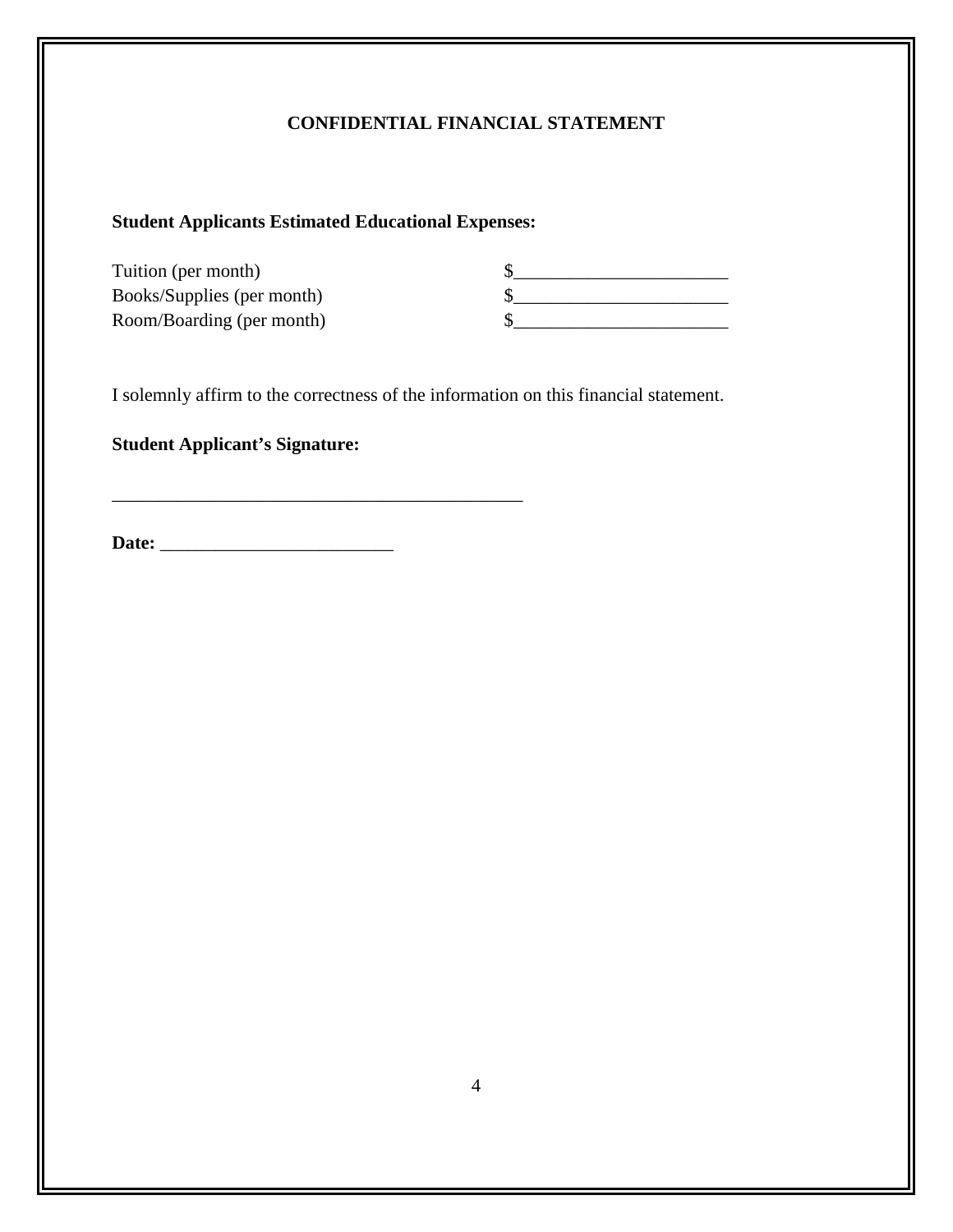## CONFIDENTIAL FINANCIAL STATEMENT

**Student Applicants Estimated Educational Expenses:**

| | |
|---|---|
| Tuition (per month) | $_______________________ |
| Books/Supplies (per month) | $_______________________ |
| Room/Boarding (per month) | $_______________________ |

I solemnly affirm to the correctness of the information on this financial statement.

**Student Applicant's Signature:**

_____________________________________________

**Date:** ________________________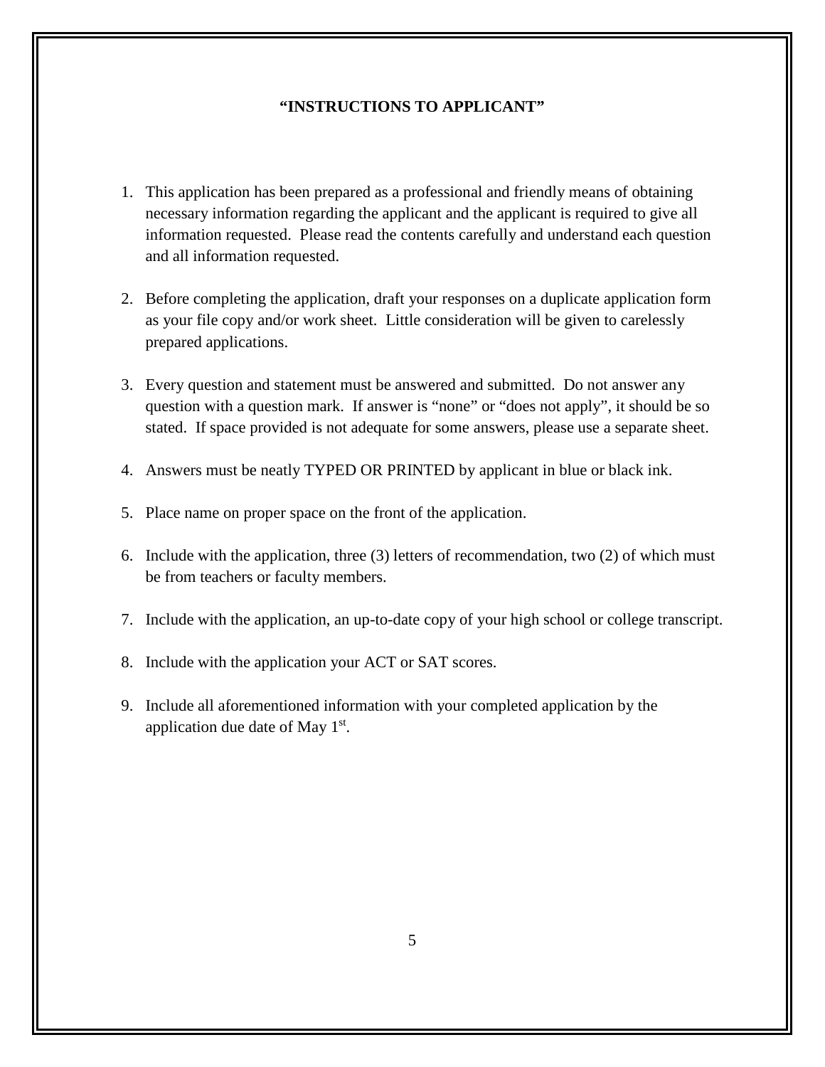## **"INSTRUCTIONS TO APPLICANT"**

1. This application has been prepared as a professional and friendly means of obtaining necessary information regarding the applicant and the applicant is required to give all information requested. Please read the contents carefully and understand each question and all information requested.

2. Before completing the application, draft your responses on a duplicate application form as your file copy and/or work sheet. Little consideration will be given to carelessly prepared applications.

3. Every question and statement must be answered and submitted. Do not answer any question with a question mark. If answer is "none" or "does not apply", it should be so stated. If space provided is not adequate for some answers, please use a separate sheet.

4. Answers must be neatly TYPED OR PRINTED by applicant in blue or black ink.

5. Place name on proper space on the front of the application.

6. Include with the application, three (3) letters of recommendation, two (2) of which must be from teachers or faculty members.

7. Include with the application, an up-to-date copy of your high school or college transcript.

8. Include with the application your ACT or SAT scores.

9. Include all aforementioned information with your completed application by the application due date of May 1st.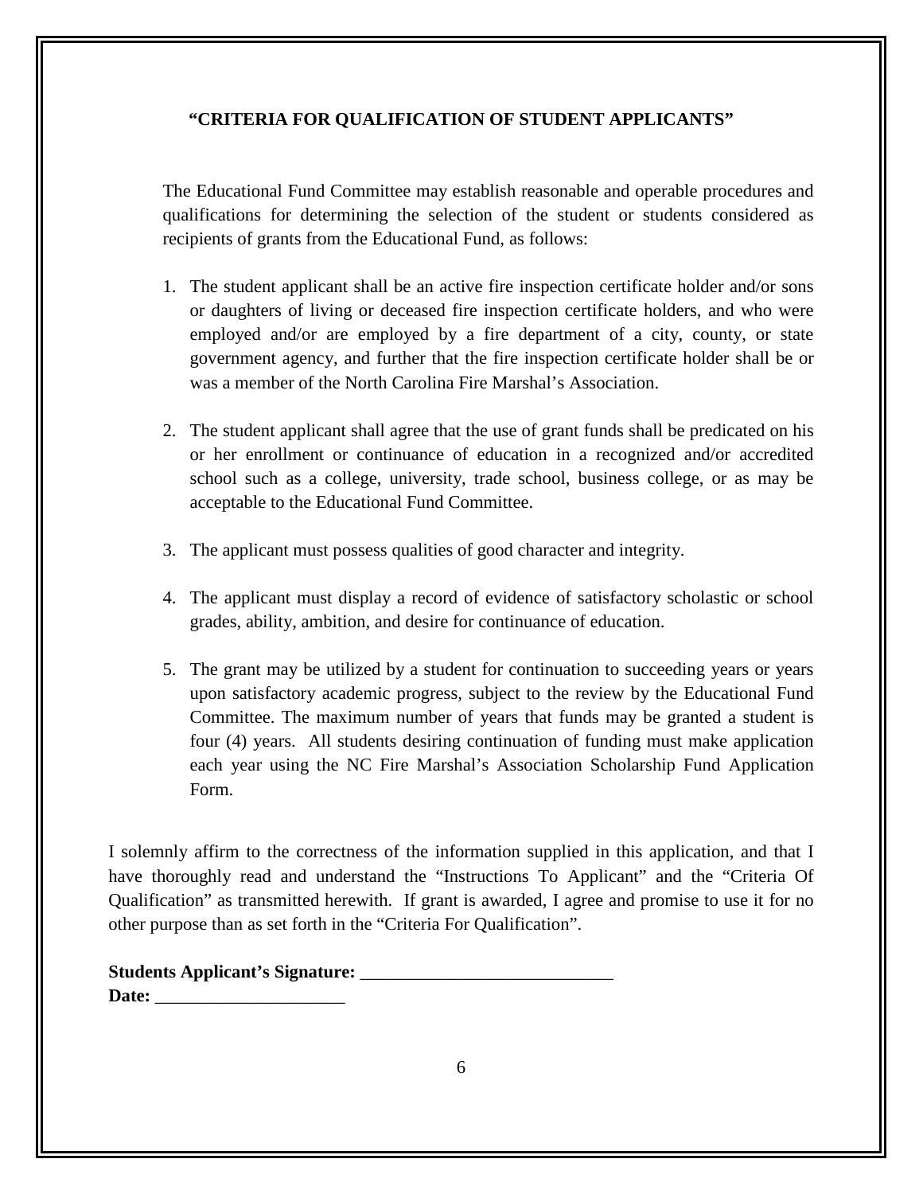## "CRITERIA FOR QUALIFICATION OF STUDENT APPLICANTS"

The Educational Fund Committee may establish reasonable and operable procedures and qualifications for determining the selection of the student or students considered as recipients of grants from the Educational Fund, as follows:

1. The student applicant shall be an active fire inspection certificate holder and/or sons or daughters of living or deceased fire inspection certificate holders, and who were employed and/or are employed by a fire department of a city, county, or state government agency, and further that the fire inspection certificate holder shall be or was a member of the North Carolina Fire Marshal's Association.
2. The student applicant shall agree that the use of grant funds shall be predicated on his or her enrollment or continuance of education in a recognized and/or accredited school such as a college, university, trade school, business college, or as may be acceptable to the Educational Fund Committee.
3. The applicant must possess qualities of good character and integrity.
4. The applicant must display a record of evidence of satisfactory scholastic or school grades, ability, ambition, and desire for continuance of education.
5. The grant may be utilized by a student for continuation to succeeding years or years upon satisfactory academic progress, subject to the review by the Educational Fund Committee. The maximum number of years that funds may be granted a student is four (4) years. All students desiring continuation of funding must make application each year using the NC Fire Marshal's Association Scholarship Fund Application Form.

I solemnly affirm to the correctness of the information supplied in this application, and that I have thoroughly read and understand the "Instructions To Applicant" and the "Criteria Of Qualification" as transmitted herewith. If grant is awarded, I agree and promise to use it for no other purpose than as set forth in the "Criteria For Qualification".

**Students Applicant's Signature:** ____________________________

**Date:** _____________________